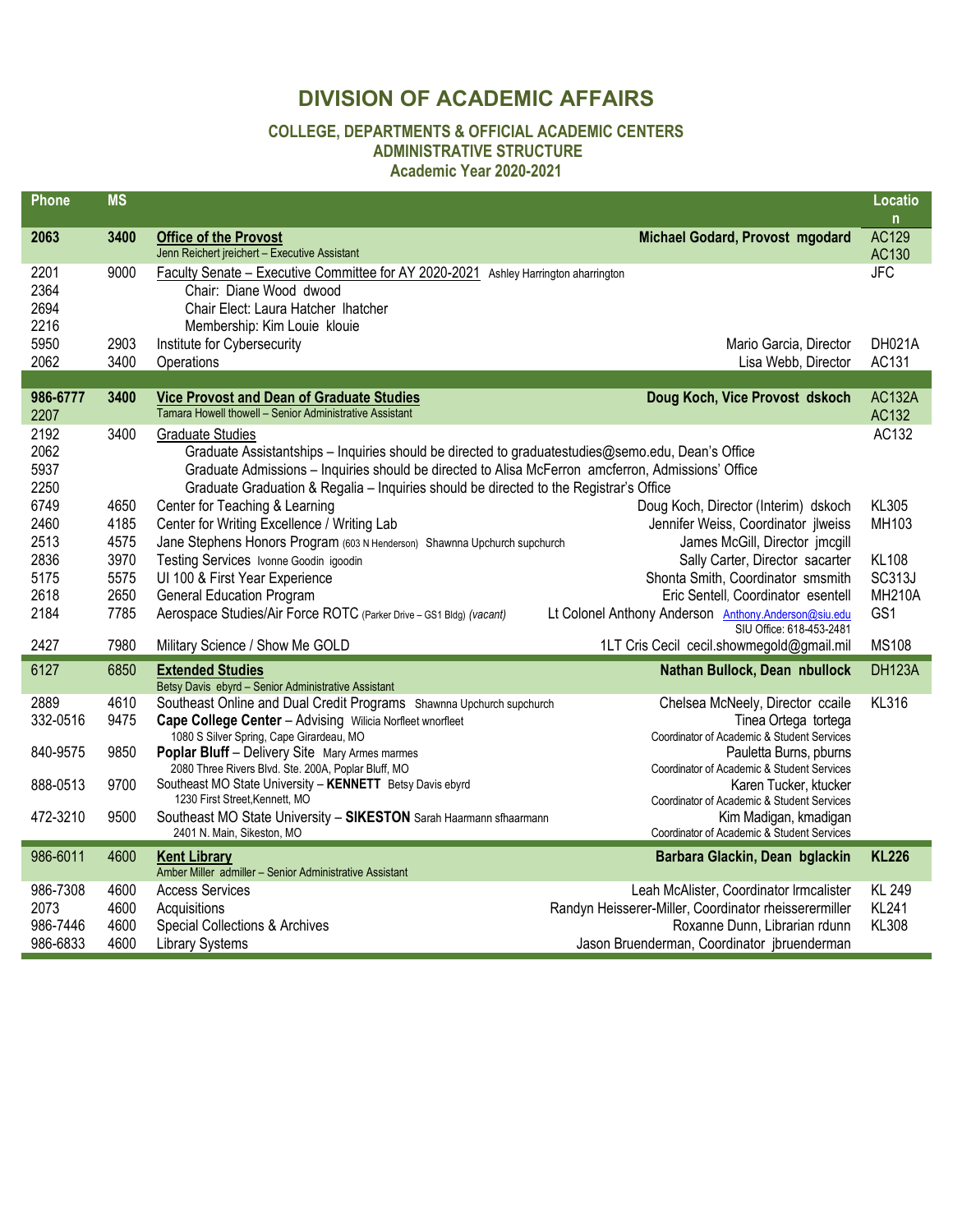# DIVISION OF ACADEMIC AFFAIRS

### COLLEGE, DEPARTMENTS & OFFICIAL ACADEMIC CENTERS
### ADMINISTRATIVE STRUCTURE
### Academic Year 2020-2021

| Phone | MS | | | Location |
|---|---|---|---|---|
| **2063** | **3400** | **Office of the Provost**<br>Jenn Reichert jreichert – Executive Assistant | **Michael Godard, Provost mgodard** | AC129<br>AC130 |
| 2201<br>2364<br>2694<br>2216 | 9000 | Faculty Senate – Executive Committee for AY 2020-2021 Ashley Harrington aharrington<br>Chair: Diane Wood dwood<br>Chair Elect: Laura Hatcher lhatcher<br>Membership: Kim Louie klouie | | JFC |
| 5950 | 2903 | Institute for Cybersecurity | Mario Garcia, Director | DH021A |
| 2062 | 3400 | Operations | Lisa Webb, Director | AC131 |
| **986-6777**<br>2207 | **3400** | **Vice Provost and Dean of Graduate Studies**<br>Tamara Howell thowell – Senior Administrative Assistant | **Doug Koch, Vice Provost dskoch** | AC132A<br>AC132 |
| 2192<br>2062<br>5937<br>2250 | 3400 | Graduate Studies<br>Graduate Assistantships – Inquiries should be directed to graduatestudies@semo.edu, Dean's Office<br>Graduate Admissions – Inquiries should be directed to Alisa McFerron amcferron, Admissions' Office<br>Graduate Graduation & Regalia – Inquiries should be directed to the Registrar's Office | | AC132 |
| 6749 | 4650 | Center for Teaching & Learning | Doug Koch, Director (Interim) dskoch | KL305 |
| 2460 | 4185 | Center for Writing Excellence / Writing Lab | Jennifer Weiss, Coordinator jlweiss | MH103 |
| 2513 | 4575 | Jane Stephens Honors Program (603 N Henderson) Shawnna Upchurch supchurch | James McGill, Director jmcgill | |
| 2836 | 3970 | Testing Services Ivonne Goodin igoodin | Sally Carter, Director sacarter | KL108 |
| 5175 | 5575 | UI 100 & First Year Experience | Shonta Smith, Coordinator smsmith | SC313J |
| 2618 | 2650 | General Education Program | Eric Sentell, Coordinator esentell | MH210A |
| 2184 | 7785 | Aerospace Studies/Air Force ROTC (Parker Drive – GS1 Bldg) *(vacant)* | Lt Colonel Anthony Anderson Anthony.Anderson@siu.edu<br>SIU Office: 618-453-2481 | GS1 |
| 2427 | 7980 | Military Science / Show Me GOLD | 1LT Cris Cecil cecil.showmegold@gmail.mil | MS108 |
| 6127 | 6850 | **Extended Studies**<br>Betsy Davis ebyrd – Senior Administrative Assistant | **Nathan Bullock, Dean nbullock** | DH123A |
| 2889 | 4610 | Southeast Online and Dual Credit Programs Shawnna Upchurch supchurch | Chelsea McNeely, Director ccaile | KL316 |
| 332-0516 | 9475 | **Cape College Center** – Advising Wilicia Norfleet wnorfleet<br>1080 S Silver Spring, Cape Girardeau, MO | Tinea Ortega tortega<br>Coordinator of Academic & Student Services | |
| 840-9575 | 9850 | **Poplar Bluff** – Delivery Site Mary Armes marmes<br>2080 Three Rivers Blvd. Ste. 200A, Poplar Bluff, MO | Pauletta Burns, pburns<br>Coordinator of Academic & Student Services | |
| 888-0513 | 9700 | Southeast MO State University – **KENNETT** Betsy Davis ebyrd<br>1230 First Street,Kennett, MO | Karen Tucker, ktucker<br>Coordinator of Academic & Student Services | |
| 472-3210 | 9500 | Southeast MO State University – **SIKESTON** Sarah Haarmann sfhaarmann<br>2401 N. Main, Sikeston, MO | Kim Madigan, kmadigan<br>Coordinator of Academic & Student Services | |
| 986-6011 | 4600 | **Kent Library**<br>Amber Miller admiller – Senior Administrative Assistant | **Barbara Glackin, Dean bglackin** | **KL226** |
| 986-7308 | 4600 | Access Services | Leah McAlister, Coordinator lrmcalister | KL 249 |
| 2073 | 4600 | Acquisitions | Randyn Heisserer-Miller, Coordinator rheisserermiller | KL241 |
| 986-7446 | 4600 | Special Collections & Archives | Roxanne Dunn, Librarian rdunn | KL308 |
| 986-6833 | 4600 | Library Systems | Jason Bruenderman, Coordinator jbruenderman | |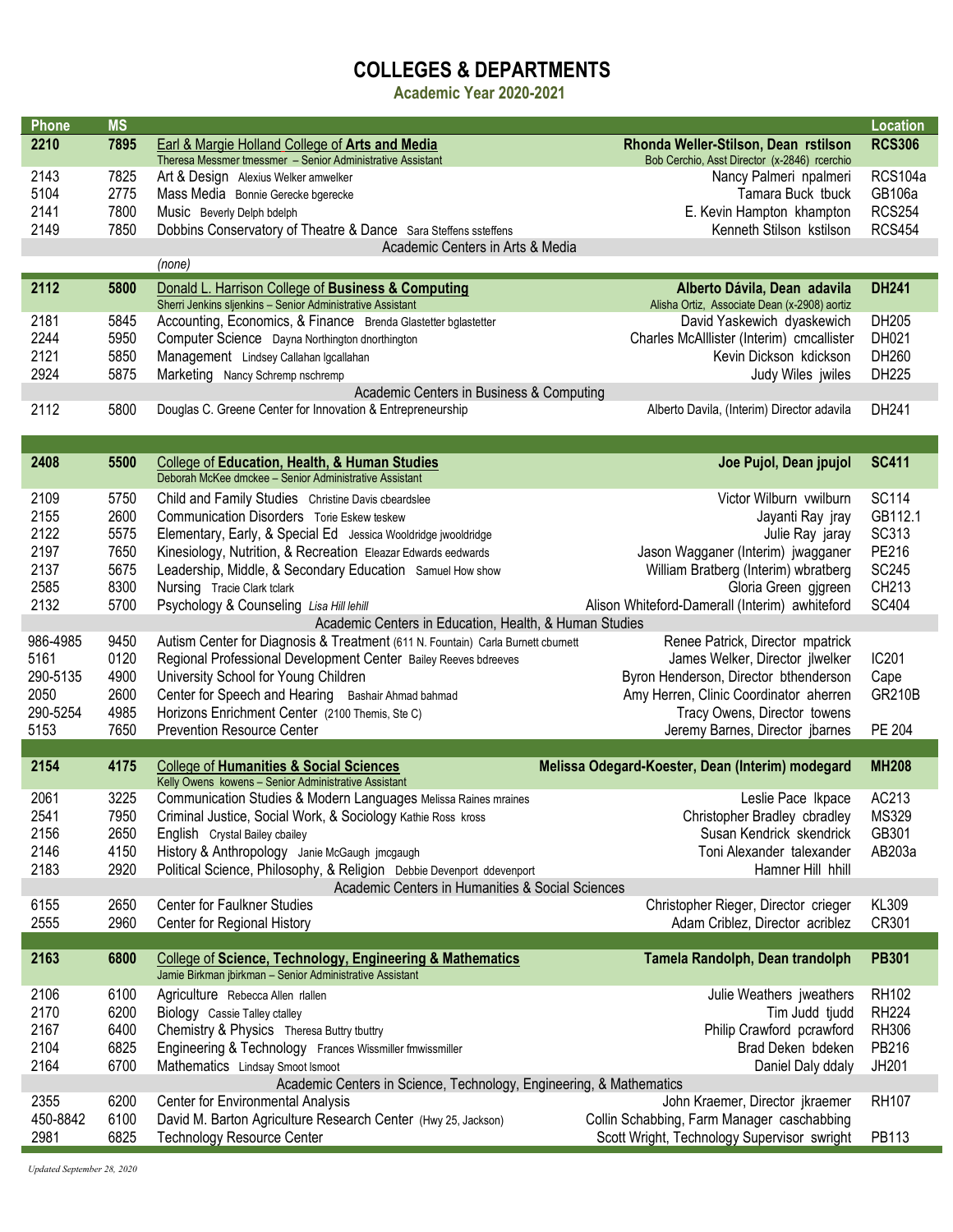# COLLEGES & DEPARTMENTS

**Academic Year 2020-2021**

| Phone | MS | | | Location |
|---|---|---|---|---|
| **2210** | **7895** | Earl & Margie Holland College of **Arts and Media**<br>Theresa Messmer tmessmer – Senior Administrative Assistant | **Rhonda Weller-Stilson, Dean rstilson**<br>Bob Cerchio, Asst Director (x-2846) rcerchio | **RCS306** |
| 2143 | 7825 | Art & Design Alexius Welker amwelker | Nancy Palmeri npalmeri | RCS104a |
| 5104 | 2775 | Mass Media Bonnie Gerecke bgerecke | Tamara Buck tbuck | GB106a |
| 2141 | 7800 | Music Beverly Delph bdelph | E. Kevin Hampton khampton | RCS254 |
| 2149 | 7850 | Dobbins Conservatory of Theatre & Dance Sara Steffens ssteffens | Kenneth Stilson kstilson | RCS454 |
| | | Academic Centers in Arts & Media | | |
| | | *(none)* | | |
| **2112** | **5800** | Donald L. Harrison College of **Business & Computing**<br>Sherri Jenkins sljenkins – Senior Administrative Assistant | **Alberto Dávila, Dean adavila**<br>Alisha Ortiz, Associate Dean (x-2908) aortiz | **DH241** |
| 2181 | 5845 | Accounting, Economics, & Finance Brenda Glastetter bglastetter | David Yaskewich dyaskewich | DH205 |
| 2244 | 5950 | Computer Science Dayna Northington dnorthington | Charles McAlllister (Interim) cmcallister | DH021 |
| 2121 | 5850 | Management Lindsey Callahan lgcallahan | Kevin Dickson kdickson | DH260 |
| 2924 | 5875 | Marketing Nancy Schremp nschremp | Judy Wiles jwiles | DH225 |
| | | Academic Centers in Business & Computing | | |
| 2112 | 5800 | Douglas C. Greene Center for Innovation & Entrepreneurship | Alberto Davila, (Interim) Director adavila | DH241 |
| **2408** | **5500** | College of **Education, Health, & Human Studies**<br>Deborah McKee dmckee – Senior Administrative Assistant | **Joe Pujol, Dean jpujol** | **SC411** |
| 2109 | 5750 | Child and Family Studies Christine Davis cbeardslee | Victor Wilburn vwilburn | SC114 |
| 2155 | 2600 | Communication Disorders Torie Eskew teskew | Jayanti Ray jray | GB112.1 |
| 2122 | 5575 | Elementary, Early, & Special Ed Jessica Wooldridge jwooldridge | Julie Ray jaray | SC313 |
| 2197 | 7650 | Kinesiology, Nutrition, & Recreation Eleazar Edwards eedwards | Jason Wagganer (Interim) jwagganer | PE216 |
| 2137 | 5675 | Leadership, Middle, & Secondary Education Samuel How show | William Bratberg (Interim) wbratberg | SC245 |
| 2585 | 8300 | Nursing Tracie Clark tclark | Gloria Green gjgreen | CH213 |
| 2132 | 5700 | Psychology & Counseling *Lisa Hill lehill* | Alison Whiteford-Damerall (Interim) awhiteford | SC404 |
| | | Academic Centers in Education, Health, & Human Studies | | |
| 986-4985 | 9450 | Autism Center for Diagnosis & Treatment (611 N. Fountain) Carla Burnett cburnett | Renee Patrick, Director mpatrick | |
| 5161 | 0120 | Regional Professional Development Center Bailey Reeves bdreeves | James Welker, Director jlwelker | IC201 |
| 290-5135 | 4900 | University School for Young Children | Byron Henderson, Director bthenderson | Cape |
| 2050 | 2600 | Center for Speech and Hearing Bashair Ahmad bahmad | Amy Herren, Clinic Coordinator aherren | GR210B |
| 290-5254 | 4985 | Horizons Enrichment Center (2100 Themis, Ste C) | Tracy Owens, Director towens | |
| 5153 | 7650 | Prevention Resource Center | Jeremy Barnes, Director jbarnes | PE 204 |
| **2154** | **4175** | College of **Humanities & Social Sciences**<br>Kelly Owens kowens – Senior Administrative Assistant | **Melissa Odegard-Koester, Dean (Interim) modegard** | **MH208** |
| 2061 | 3225 | Communication Studies & Modern Languages Melissa Raines mraines | Leslie Pace lkpace | AC213 |
| 2541 | 7950 | Criminal Justice, Social Work, & Sociology Kathie Ross kross | Christopher Bradley cbradley | MS329 |
| 2156 | 2650 | English Crystal Bailey cbailey | Susan Kendrick skendrick | GB301 |
| 2146 | 4150 | History & Anthropology Janie McGaugh jmcgaugh | Toni Alexander talexander | AB203a |
| 2183 | 2920 | Political Science, Philosophy, & Religion Debbie Devenport ddevenport | Hamner Hill hhill | |
| | | Academic Centers in Humanities & Social Sciences | | |
| 6155 | 2650 | Center for Faulkner Studies | Christopher Rieger, Director crieger | KL309 |
| 2555 | 2960 | Center for Regional History | Adam Criblez, Director acriblez | CR301 |
| **2163** | **6800** | College of **Science, Technology, Engineering & Mathematics**<br>Jamie Birkman jbirkman – Senior Administrative Assistant | **Tamela Randolph, Dean trandolph** | **PB301** |
| 2106 | 6100 | Agriculture Rebecca Allen rlallen | Julie Weathers jweathers | RH102 |
| 2170 | 6200 | Biology Cassie Talley ctalley | Tim Judd tjudd | RH224 |
| 2167 | 6400 | Chemistry & Physics Theresa Buttry tbuttry | Philip Crawford pcrawford | RH306 |
| 2104 | 6825 | Engineering & Technology Frances Wissmiller fmwissmiller | Brad Deken bdeken | PB216 |
| 2164 | 6700 | Mathematics Lindsay Smoot lsmoot | Daniel Daly ddaly | JH201 |
| | | Academic Centers in Science, Technology, Engineering, & Mathematics | | |
| 2355 | 6200 | Center for Environmental Analysis | John Kraemer, Director jkraemer | RH107 |
| 450-8842 | 6100 | David M. Barton Agriculture Research Center (Hwy 25, Jackson) | Collin Schabbing, Farm Manager caschabbing | |
| 2981 | 6825 | Technology Resource Center | Scott Wright, Technology Supervisor swright | PB113 |

*Updated September 28, 2020*